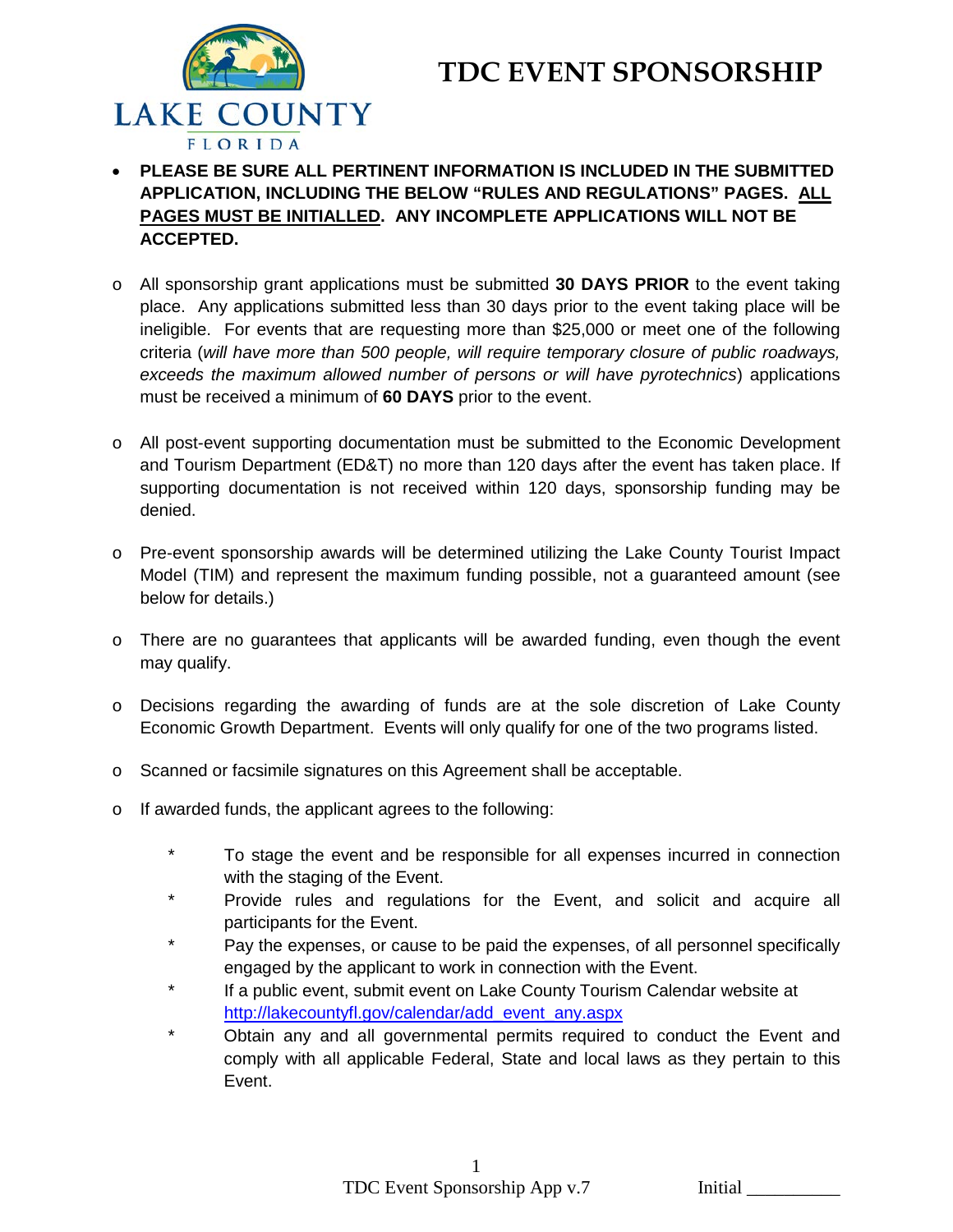LAKE COUNTY
FLORIDA

# TDC EVENT SPONSORSHIP

- **PLEASE BE SURE ALL PERTINENT INFORMATION IS INCLUDED IN THE SUBMITTED APPLICATION, INCLUDING THE BELOW "RULES AND REGULATIONS" PAGES. <u>ALL PAGES MUST BE INITIALLED</u>. ANY INCOMPLETE APPLICATIONS WILL NOT BE ACCEPTED.**

- All sponsorship grant applications must be submitted **30 DAYS PRIOR** to the event taking place. Any applications submitted less than 30 days prior to the event taking place will be ineligible. For events that are requesting more than $25,000 or meet one of the following criteria (*will have more than 500 people, will require temporary closure of public roadways, exceeds the maximum allowed number of persons or will have pyrotechnics*) applications must be received a minimum of **60 DAYS** prior to the event.

- All post-event supporting documentation must be submitted to the Economic Development and Tourism Department (ED&T) no more than 120 days after the event has taken place. If supporting documentation is not received within 120 days, sponsorship funding may be denied.

- Pre-event sponsorship awards will be determined utilizing the Lake County Tourist Impact Model (TIM) and represent the maximum funding possible, not a guaranteed amount (see below for details.)

- There are no guarantees that applicants will be awarded funding, even though the event may qualify.

- Decisions regarding the awarding of funds are at the sole discretion of Lake County Economic Growth Department. Events will only qualify for one of the two programs listed.

- Scanned or facsimile signatures on this Agreement shall be acceptable.

- If awarded funds, the applicant agrees to the following:

  * To stage the event and be responsible for all expenses incurred in connection with the staging of the Event.
  * Provide rules and regulations for the Event, and solicit and acquire all participants for the Event.
  * Pay the expenses, or cause to be paid the expenses, of all personnel specifically engaged by the applicant to work in connection with the Event.
  * If a public event, submit event on Lake County Tourism Calendar website at http://lakecountyfl.gov/calendar/add_event_any.aspx
  * Obtain any and all governmental permits required to conduct the Event and comply with all applicable Federal, State and local laws as they pertain to this Event.

Initial __________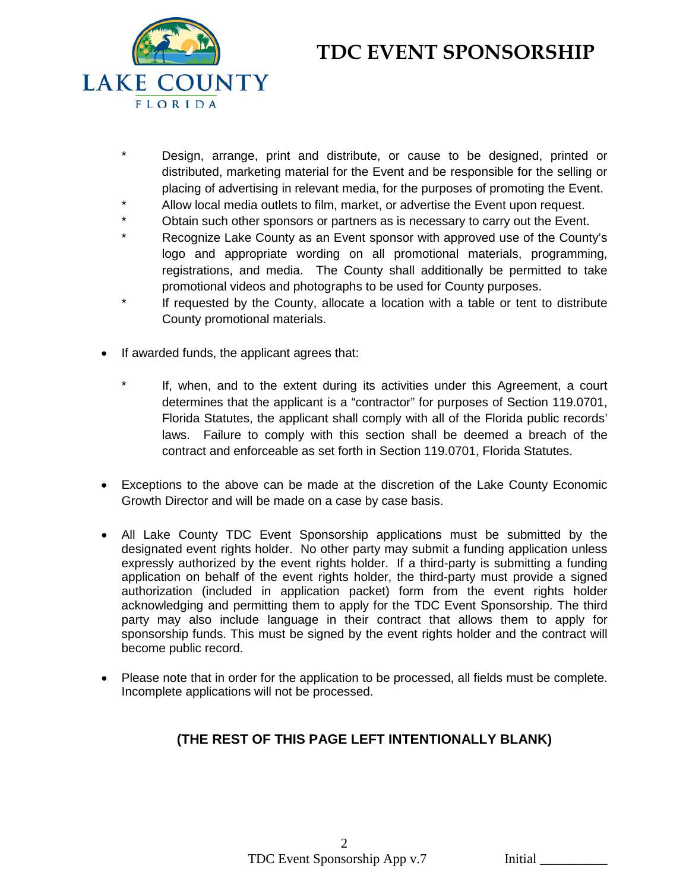# TDC EVENT SPONSORSHIP

- * Design, arrange, print and distribute, or cause to be designed, printed or distributed, marketing material for the Event and be responsible for the selling or placing of advertising in relevant media, for the purposes of promoting the Event.
- * Allow local media outlets to film, market, or advertise the Event upon request.
- * Obtain such other sponsors or partners as is necessary to carry out the Event.
- * Recognize Lake County as an Event sponsor with approved use of the County's logo and appropriate wording on all promotional materials, programming, registrations, and media. The County shall additionally be permitted to take promotional videos and photographs to be used for County purposes.
- * If requested by the County, allocate a location with a table or tent to distribute County promotional materials.

- If awarded funds, the applicant agrees that:

  * If, when, and to the extent during its activities under this Agreement, a court determines that the applicant is a "contractor" for purposes of Section 119.0701, Florida Statutes, the applicant shall comply with all of the Florida public records' laws. Failure to comply with this section shall be deemed a breach of the contract and enforceable as set forth in Section 119.0701, Florida Statutes.

- Exceptions to the above can be made at the discretion of the Lake County Economic Growth Director and will be made on a case by case basis.

- All Lake County TDC Event Sponsorship applications must be submitted by the designated event rights holder. No other party may submit a funding application unless expressly authorized by the event rights holder. If a third-party is submitting a funding application on behalf of the event rights holder, the third-party must provide a signed authorization (included in application packet) form from the event rights holder acknowledging and permitting them to apply for the TDC Event Sponsorship. The third party may also include language in their contract that allows them to apply for sponsorship funds. This must be signed by the event rights holder and the contract will become public record.

- Please note that in order for the application to be processed, all fields must be complete. Incomplete applications will not be processed.

**(THE REST OF THIS PAGE LEFT INTENTIONALLY BLANK)**

Initial __________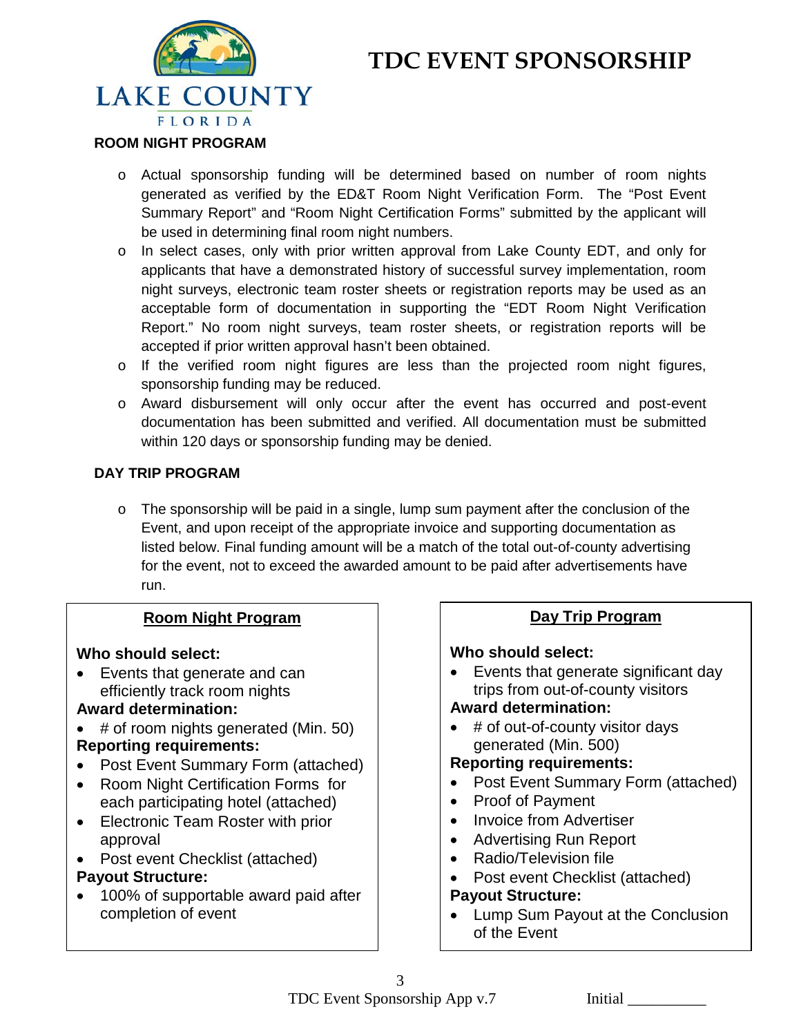# TDC EVENT SPONSORSHIP

LAKE COUNTY FLORIDA

### ROOM NIGHT PROGRAM

- Actual sponsorship funding will be determined based on number of room nights generated as verified by the ED&T Room Night Verification Form. The "Post Event Summary Report" and "Room Night Certification Forms" submitted by the applicant will be used in determining final room night numbers.
- In select cases, only with prior written approval from Lake County EDT, and only for applicants that have a demonstrated history of successful survey implementation, room night surveys, electronic team roster sheets or registration reports may be used as an acceptable form of documentation in supporting the "EDT Room Night Verification Report." No room night surveys, team roster sheets, or registration reports will be accepted if prior written approval hasn't been obtained.
- If the verified room night figures are less than the projected room night figures, sponsorship funding may be reduced.
- Award disbursement will only occur after the event has occurred and post-event documentation has been submitted and verified. All documentation must be submitted within 120 days or sponsorship funding may be denied.

### DAY TRIP PROGRAM

- The sponsorship will be paid in a single, lump sum payment after the conclusion of the Event, and upon receipt of the appropriate invoice and supporting documentation as listed below. Final funding amount will be a match of the total out-of-county advertising for the event, not to exceed the awarded amount to be paid after advertisements have run.

#### Room Night Program

**Who should select:**

- Events that generate and can efficiently track room nights

**Award determination:**

- # of room nights generated (Min. 50)

**Reporting requirements:**

- Post Event Summary Form (attached)
- Room Night Certification Forms for each participating hotel (attached)
- Electronic Team Roster with prior approval
- Post event Checklist (attached)

**Payout Structure:**

- 100% of supportable award paid after completion of event

#### Day Trip Program

**Who should select:**

- Events that generate significant day trips from out-of-county visitors

**Award determination:**

- # of out-of-county visitor days generated (Min. 500)

**Reporting requirements:**

- Post Event Summary Form (attached)
- Proof of Payment
- Invoice from Advertiser
- Advertising Run Report
- Radio/Television file
- Post event Checklist (attached)

**Payout Structure:**

- Lump Sum Payout at the Conclusion of the Event

Initial __________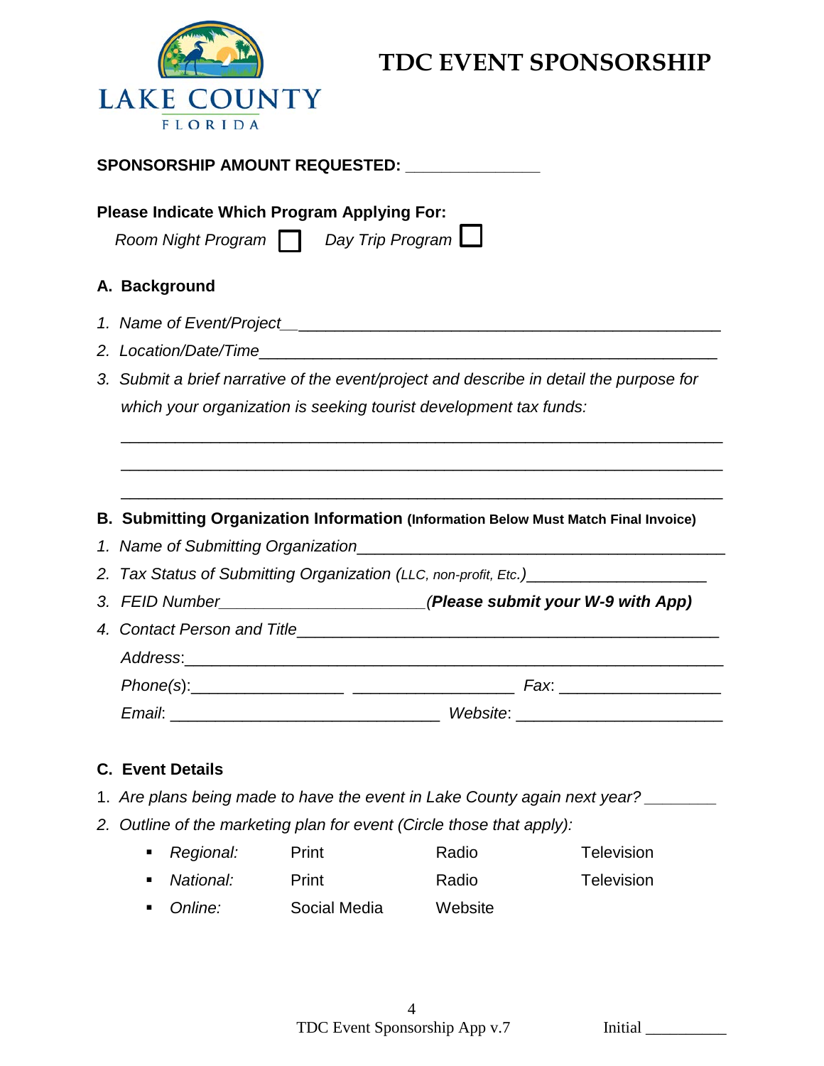LAKE COUNTY
FLORIDA

# TDC EVENT SPONSORSHIP

**SPONSORSHIP AMOUNT REQUESTED: _______________**

**Please Indicate Which Program Applying For:**

*Room Night Program* ☐ *Day Trip Program* ☐

## A. Background

1. *Name of Event/Project*__________________________________________________
2. *Location/Date/Time*______________________________________________________
3. *Submit a brief narrative of the event/project and describe in detail the purpose for which your organization is seeking tourist development tax funds:*

   ____________________________________________________________________

   ____________________________________________________________________

   ____________________________________________________________________

## B. Submitting Organization Information (Information Below Must Match Final Invoice)

1. *Name of Submitting Organization*__________________________________________
2. *Tax Status of Submitting Organization (LLC, non-profit, Etc.)*____________________
3. *FEID Number*_______________________***(Please submit your W-9 with App)***
4. *Contact Person and Title*_______________________________________________

   *Address*:______________________________________________________________

   *Phone(s)*:_________________ __________________ *Fax*: __________________

   *Email*: ______________________________ *Website*: _______________________

## C. Event Details

1. *Are plans being made to have the event in Lake County again next year?* ________
2. *Outline of the marketing plan for event (Circle those that apply):*

   - *Regional:* Print Radio Television
   - *National:* Print Radio Television
   - *Online:* Social Media Website

TDC Event Sponsorship App v.7 Initial __________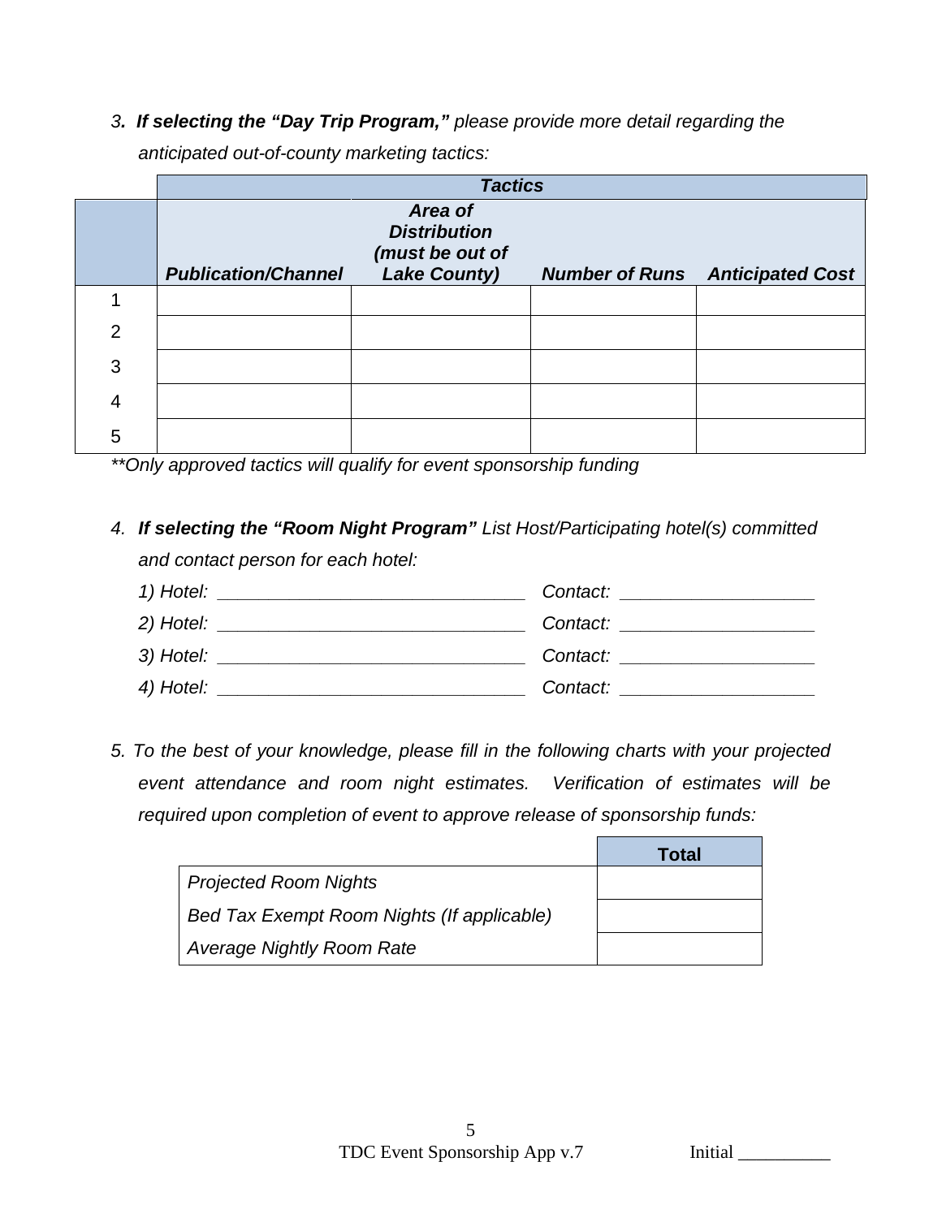3\. ***If selecting the "Day Trip Program,"*** *please provide more detail regarding the anticipated out-of-county marketing tactics:*

| | ***Tactics*** | | | |
|---|---|---|---|---|
| | ***Publication/Channel*** | ***Area of Distribution (must be out of Lake County)*** | ***Number of Runs*** | ***Anticipated Cost*** |
| 1 | | | | |
| 2 | | | | |
| 3 | | | | |
| 4 | | | | |
| 5 | | | | |

*\*\*Only approved tactics will qualify for event sponsorship funding*

4\. ***If selecting the "Room Night Program"*** *List Host/Participating hotel(s) committed and contact person for each hotel:*

*1) Hotel: _______________________________ Contact: ____________________*

*2) Hotel: _______________________________ Contact: ____________________*

*3) Hotel: _______________________________ Contact: ____________________*

*4) Hotel: _______________________________ Contact: ____________________*

5\. *To the best of your knowledge, please fill in the following charts with your projected event attendance and room night estimates. Verification of estimates will be required upon completion of event to approve release of sponsorship funds:*

| | **Total** |
|---|---|
| *Projected Room Nights* | |
| *Bed Tax Exempt Room Nights (If applicable)* | |
| *Average Nightly Room Rate* | |

Initial __________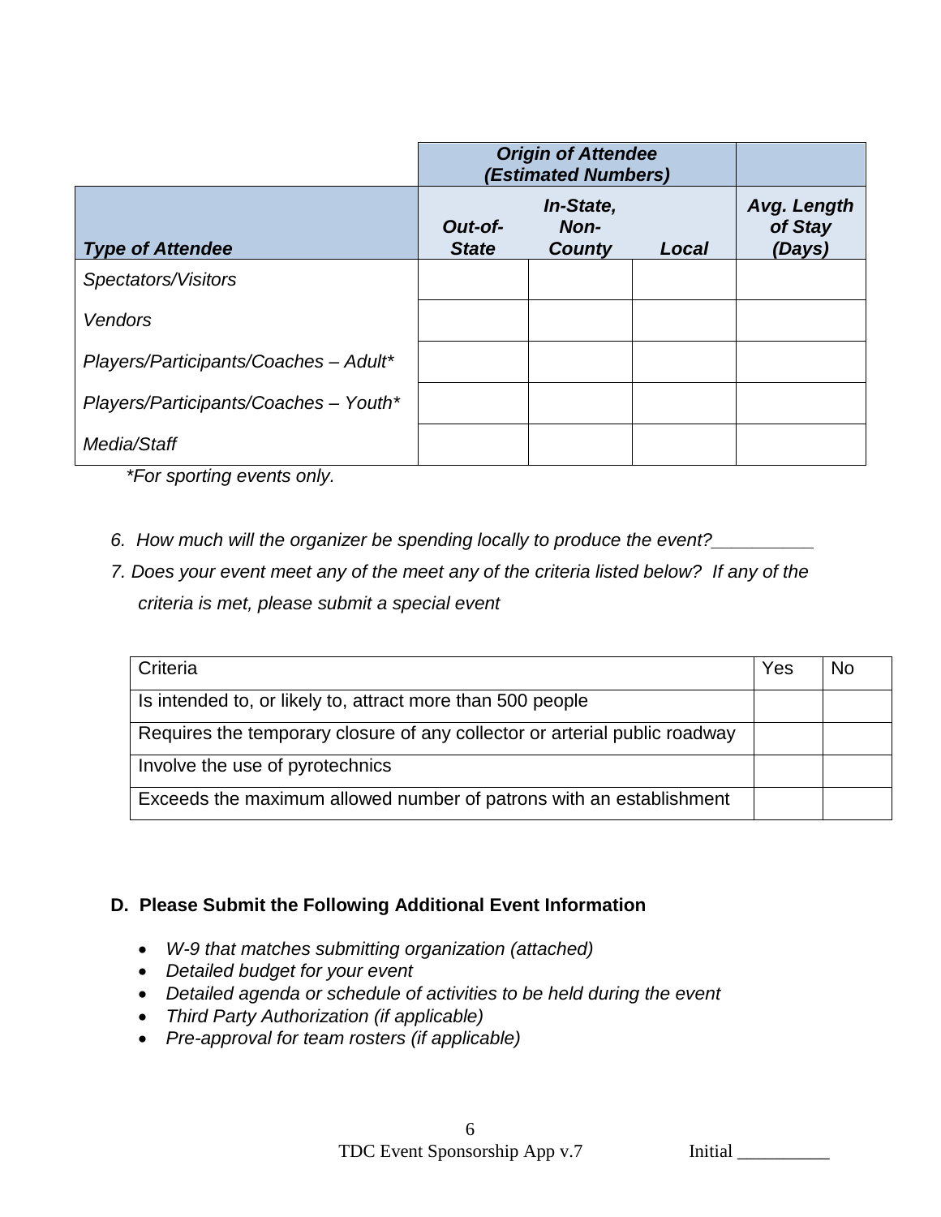| | *Origin of Attendee (Estimated Numbers)* | | | |
|---|---|---|---|---|
| ***Type of Attendee*** | ***Out-of-State*** | ***In-State, Non-County*** | ***Local*** | ***Avg. Length of Stay (Days)*** |
| *Spectators/Visitors* | | | | |
| *Vendors* | | | | |
| *Players/Participants/Coaches – Adult** | | | | |
| *Players/Participants/Coaches – Youth** | | | | |
| *Media/Staff* | | | | |

*\*For sporting events only.*

6. *How much will the organizer be spending locally to produce the event?__________*
7. *Does your event meet any of the meet any of the criteria listed below? If any of the criteria is met, please submit a special event*

| Criteria | Yes | No |
|---|---|---|
| Is intended to, or likely to, attract more than 500 people | | |
| Requires the temporary closure of any collector or arterial public roadway | | |
| Involve the use of pyrotechnics | | |
| Exceeds the maximum allowed number of patrons with an establishment | | |

**D. Please Submit the Following Additional Event Information**

- *W-9 that matches submitting organization (attached)*
- *Detailed budget for your event*
- *Detailed agenda or schedule of activities to be held during the event*
- *Third Party Authorization (if applicable)*
- *Pre-approval for team rosters (if applicable)*

Initial __________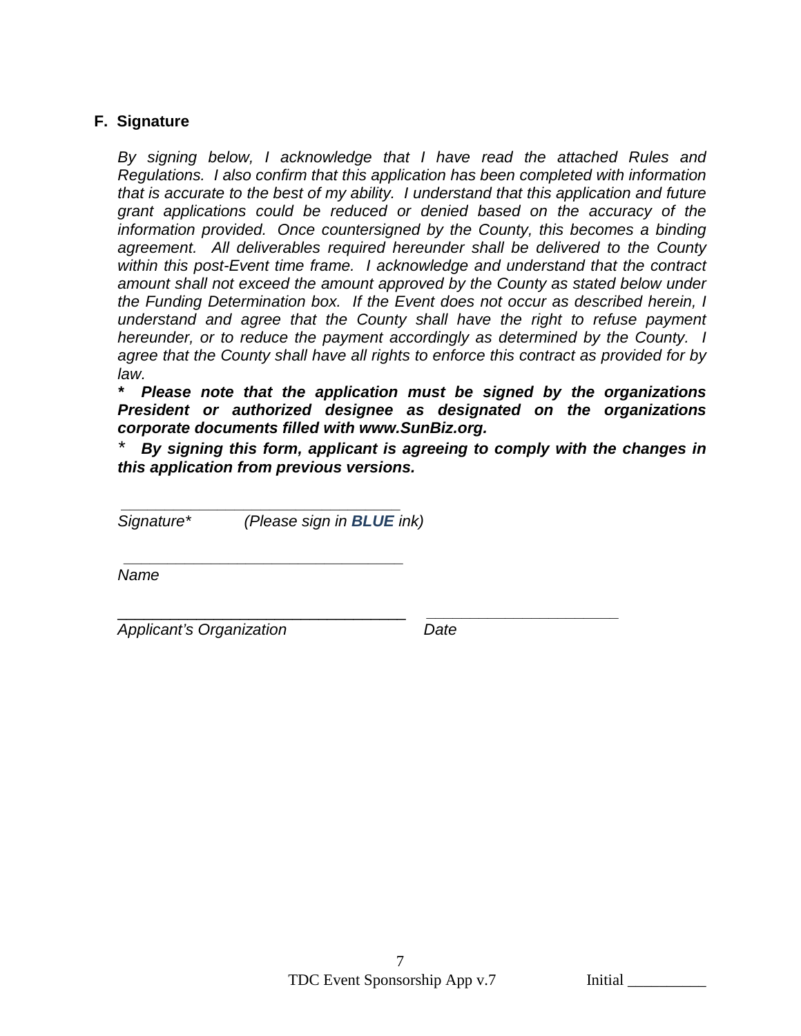### F. Signature

*By signing below, I acknowledge that I have read the attached Rules and Regulations. I also confirm that this application has been completed with information that is accurate to the best of my ability. I understand that this application and future grant applications could be reduced or denied based on the accuracy of the information provided. Once countersigned by the County, this becomes a binding agreement. All deliverables required hereunder shall be delivered to the County within this post-Event time frame. I acknowledge and understand that the contract amount shall not exceed the amount approved by the County as stated below under the Funding Determination box. If the Event does not occur as described herein, I understand and agree that the County shall have the right to refuse payment hereunder, or to reduce the payment accordingly as determined by the County. I agree that the County shall have all rights to enforce this contract as provided for by law.*

***\* Please note that the application must be signed by the organizations President or authorized designee as designated on the organizations corporate documents filled with www.SunBiz.org.***

***\* By signing this form, applicant is agreeing to comply with the changes in this application from previous versions.***

\_\_\_\_\_\_\_\_\_\_\_\_\_\_\_\_\_\_\_\_\_\_\_\_\_\_\_\_\_\_\_\_\_\_
*Signature\* (Please sign in **BLUE** ink)*

\_\_\_\_\_\_\_\_\_\_\_\_\_\_\_\_\_\_\_\_\_\_\_\_\_\_\_\_\_\_\_\_\_\_
*Name*

\_\_\_\_\_\_\_\_\_\_\_\_\_\_\_\_\_\_\_\_\_\_\_\_\_\_\_\_\_\_\_\_\_\_ \_\_\_\_\_\_\_\_\_\_\_\_\_\_\_\_\_\_\_\_\_\_\_
*Applicant's Organization* *Date*

Initial __________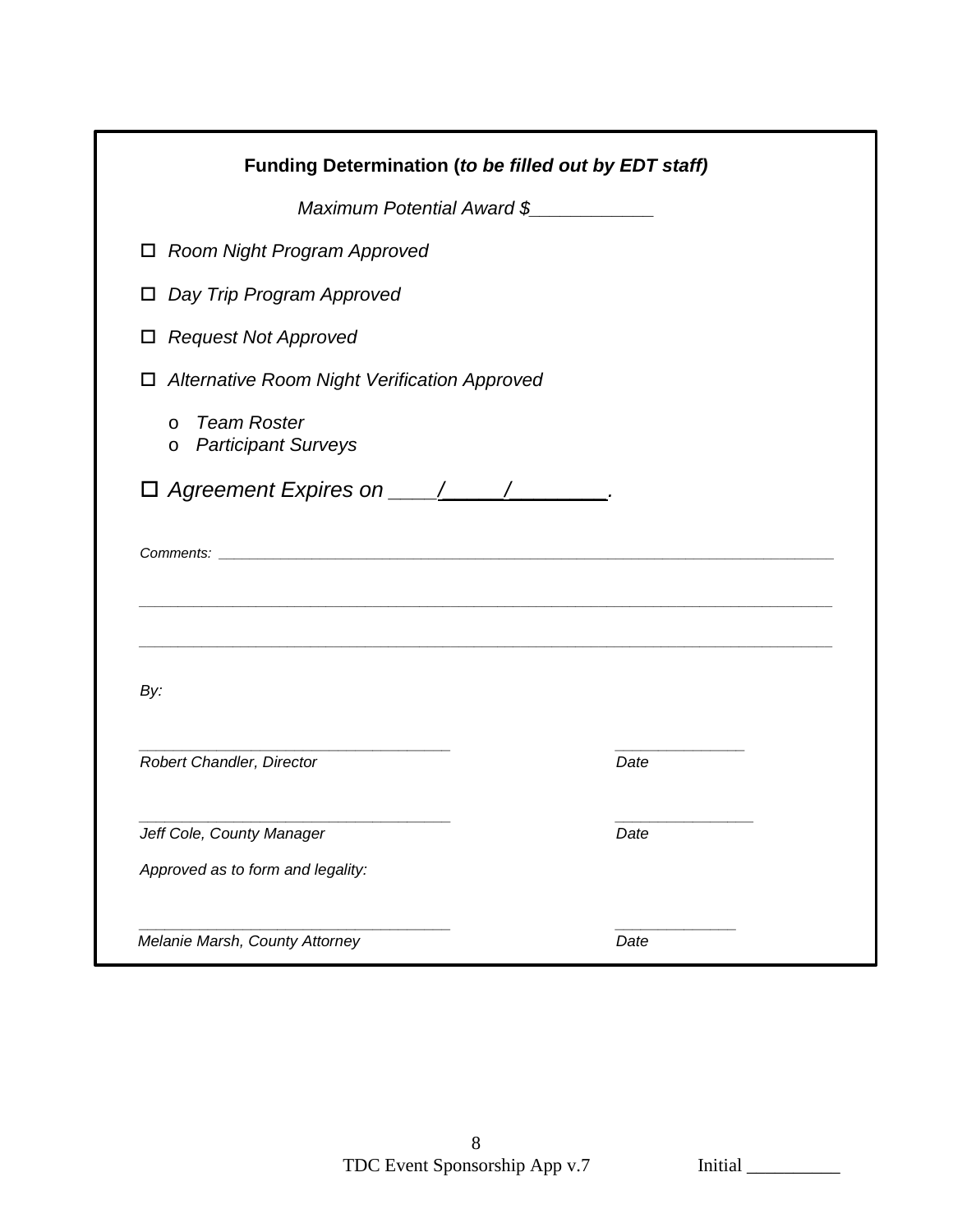**Funding Determination (*to be filled out by EDT staff)***

*Maximum Potential Award $____________*

- ☐ *Room Night Program Approved*
- ☐ *Day Trip Program Approved*
- ☐ *Request Not Approved*
- ☐ *Alternative Room Night Verification Approved*
    - o *Team Roster*
    - o *Participant Surveys*

☐ *Agreement Expires on ____/_____/________.*

*Comments:* ______________________________________________________________________________

______________________________________________________________________________________

______________________________________________________________________________________

*By:*

___________________________________ &nbsp;&nbsp;&nbsp;&nbsp;&nbsp;&nbsp;&nbsp;&nbsp; _______________
*Robert Chandler, Director* &nbsp;&nbsp;&nbsp;&nbsp;&nbsp;&nbsp;&nbsp;&nbsp; *Date*

___________________________________ &nbsp;&nbsp;&nbsp;&nbsp;&nbsp;&nbsp;&nbsp;&nbsp; ________________
*Jeff Cole, County Manager* &nbsp;&nbsp;&nbsp;&nbsp;&nbsp;&nbsp;&nbsp;&nbsp; *Date*

*Approved as to form and legality:*

___________________________________ &nbsp;&nbsp;&nbsp;&nbsp;&nbsp;&nbsp;&nbsp;&nbsp; ______________
*Melanie Marsh, County Attorney* &nbsp;&nbsp;&nbsp;&nbsp;&nbsp;&nbsp;&nbsp;&nbsp; *Date*

TDC Event Sponsorship App v.7 &nbsp;&nbsp;&nbsp;&nbsp;&nbsp;&nbsp;&nbsp;&nbsp; Initial __________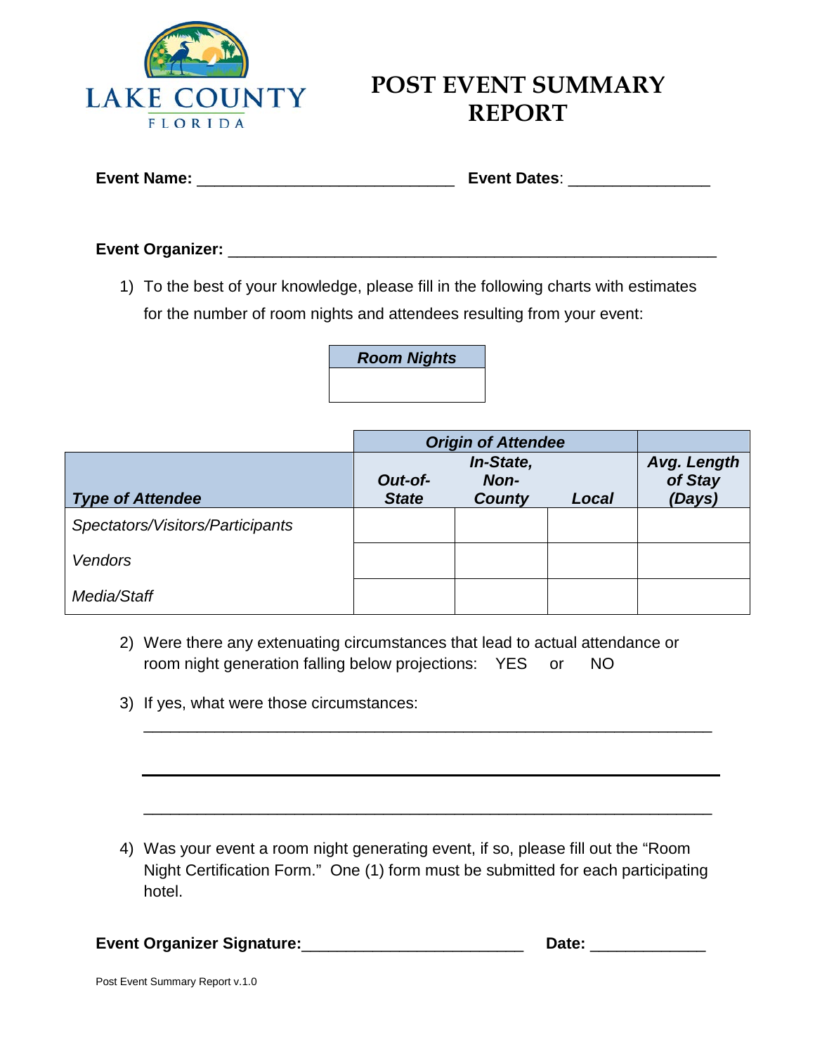# POST EVENT SUMMARY REPORT

**Event Name:** _____________________________ **Event Dates**: _______________

**Event Organizer:** _______________________________________________________

1) To the best of your knowledge, please fill in the following charts with estimates for the number of room nights and attendees resulting from your event:

| ***Room Nights*** |
| --- |
| |

| | ***Origin of Attendee*** | | | |
| --- | --- | --- | --- | --- |
| ***Type of Attendee*** | ***Out-of-State*** | ***In-State, Non-County*** | ***Local*** | ***Avg. Length of Stay (Days)*** |
| *Spectators/Visitors/Participants* | | | | |
| *Vendors* | | | | |
| *Media/Staff* | | | | |

2) Were there any extenuating circumstances that lead to actual attendance or room night generation falling below projections: YES or NO

3) If yes, what were those circumstances:

_______________________________________________________________

_______________________________________________________________

_______________________________________________________________

4) Was your event a room night generating event, if so, please fill out the "Room Night Certification Form." One (1) form must be submitted for each participating hotel.

**Event Organizer Signature:**________________________ **Date:** ____________

Post Event Summary Report v.1.0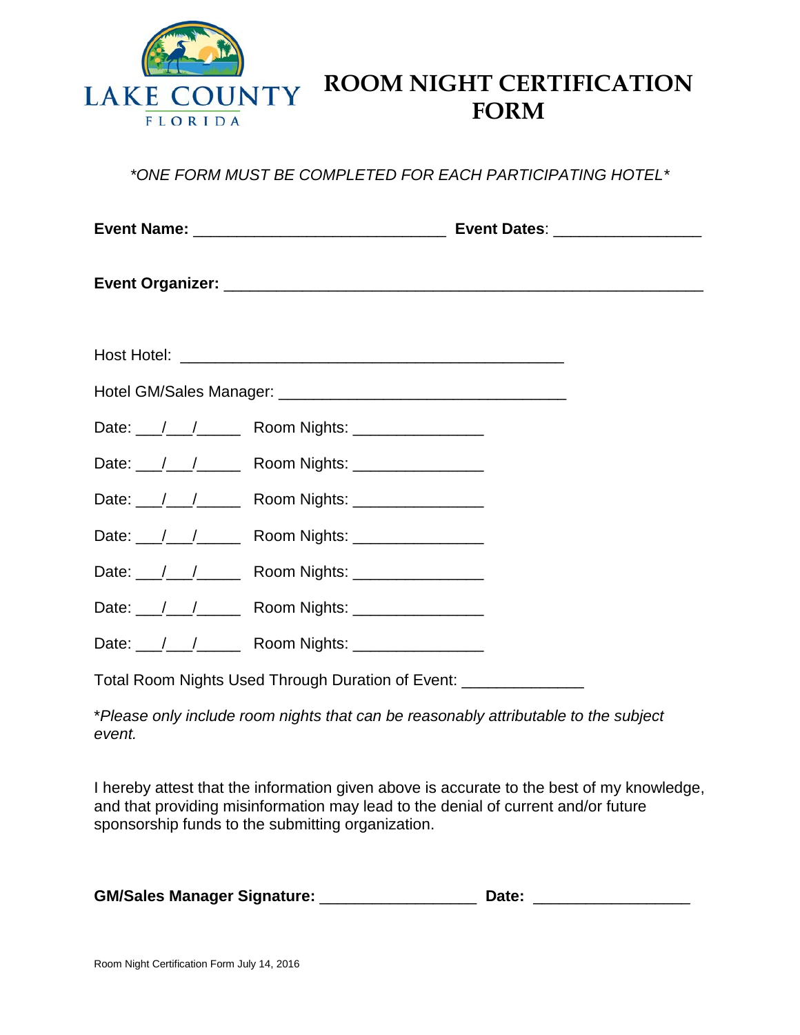LAKE COUNTY
FLORIDA

# ROOM NIGHT CERTIFICATION FORM

*\*ONE FORM MUST BE COMPLETED FOR EACH PARTICIPATING HOTEL\**

**Event Name:** ____________________________ **Event Dates**: ________________

**Event Organizer:** ____________________________________________________

Host Hotel: __________________________________________

Hotel GM/Sales Manager: ________________________________

Date: ___/___/_____ Room Nights: ______________

Date: ___/___/_____ Room Nights: ______________

Date: ___/___/_____ Room Nights: ______________

Date: ___/___/_____ Room Nights: ______________

Date: ___/___/_____ Room Nights: ______________

Date: ___/___/_____ Room Nights: ______________

Date: ___/___/_____ Room Nights: ______________

Total Room Nights Used Through Duration of Event: _____________

\**Please only include room nights that can be reasonably attributable to the subject event.*

I hereby attest that the information given above is accurate to the best of my knowledge, and that providing misinformation may lead to the denial of current and/or future sponsorship funds to the submitting organization.

**GM/Sales Manager Signature:** _________________ **Date:** _________________

Room Night Certification Form July 14, 2016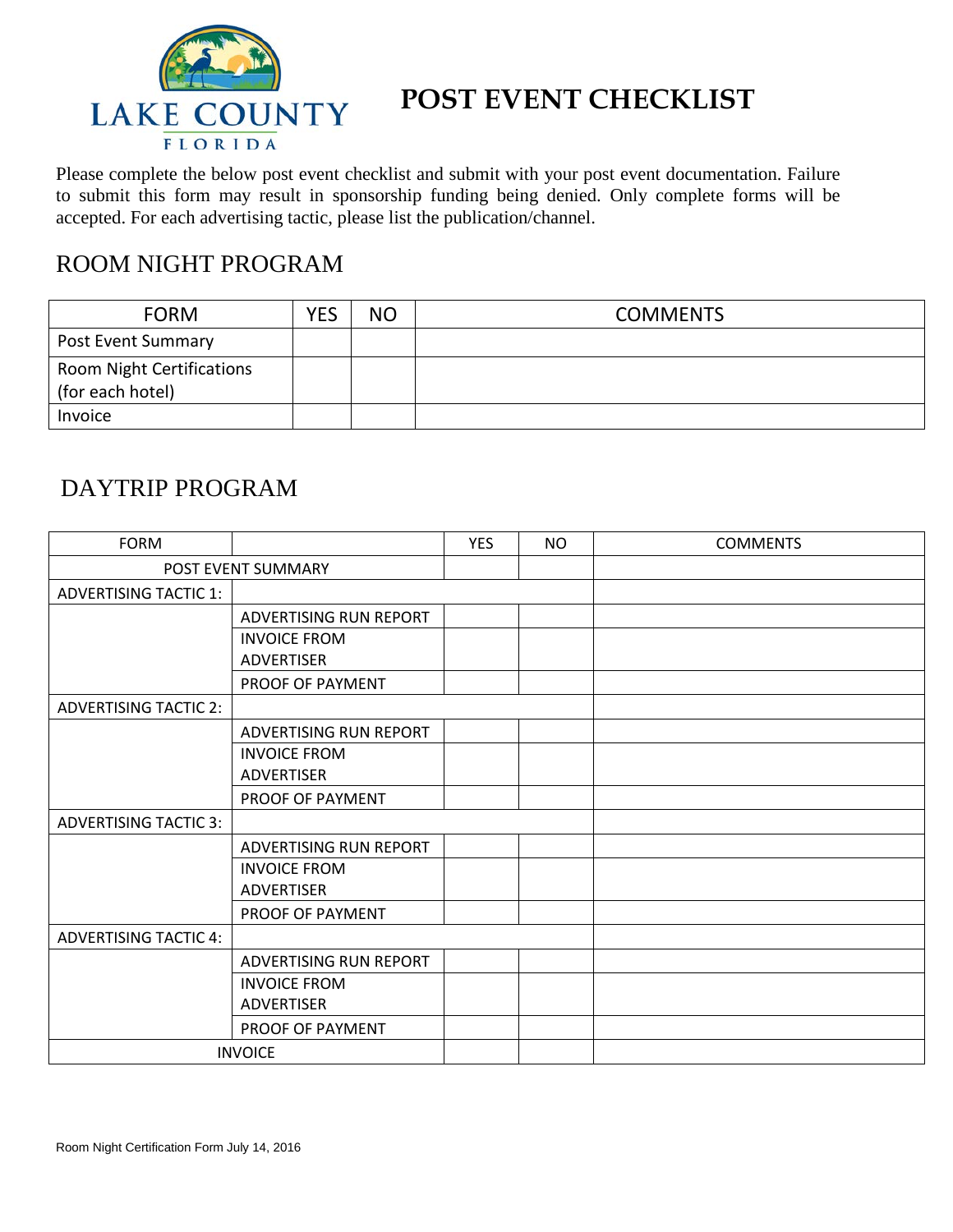# POST EVENT CHECKLIST

Please complete the below post event checklist and submit with your post event documentation. Failure to submit this form may result in sponsorship funding being denied. Only complete forms will be accepted. For each advertising tactic, please list the publication/channel.

## ROOM NIGHT PROGRAM

| FORM | YES | NO | COMMENTS |
|---|---|---|---|
| Post Event Summary | | | |
| Room Night Certifications (for each hotel) | | | |
| Invoice | | | |

## DAYTRIP PROGRAM

| FORM | | YES | NO | COMMENTS |
|---|---|---|---|---|
| POST EVENT SUMMARY | | | | |
| ADVERTISING TACTIC 1: | | | | |
| | ADVERTISING RUN REPORT | | | |
| | INVOICE FROM ADVERTISER | | | |
| | PROOF OF PAYMENT | | | |
| ADVERTISING TACTIC 2: | | | | |
| | ADVERTISING RUN REPORT | | | |
| | INVOICE FROM ADVERTISER | | | |
| | PROOF OF PAYMENT | | | |
| ADVERTISING TACTIC 3: | | | | |
| | ADVERTISING RUN REPORT | | | |
| | INVOICE FROM ADVERTISER | | | |
| | PROOF OF PAYMENT | | | |
| ADVERTISING TACTIC 4: | | | | |
| | ADVERTISING RUN REPORT | | | |
| | INVOICE FROM ADVERTISER | | | |
| | PROOF OF PAYMENT | | | |
| INVOICE | | | | |

Room Night Certification Form July 14, 2016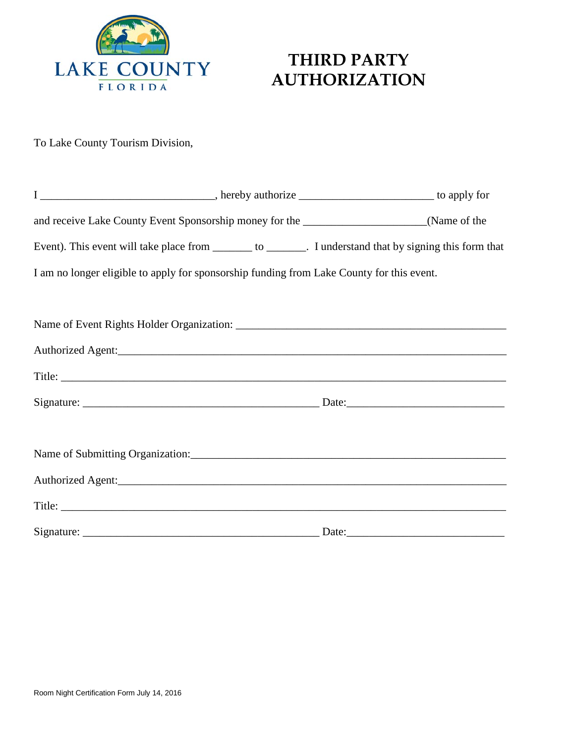LAKE COUNTY
FLORIDA

# THIRD PARTY AUTHORIZATION

To Lake County Tourism Division,

I ______________________________, hereby authorize _______________________ to apply for and receive Lake County Event Sponsorship money for the _____________________(Name of the Event). This event will take place from _______ to _______. I understand that by signing this form that I am no longer eligible to apply for sponsorship funding from Lake County for this event.

Name of Event Rights Holder Organization: ________________________________________________

Authorized Agent:______________________________________________________________________

Title: ________________________________________________________________________________

Signature: __________________________________________ Date:___________________________

Name of Submitting Organization:_______________________________________________________

Authorized Agent:______________________________________________________________________

Title: ________________________________________________________________________________

Signature: __________________________________________ Date:___________________________

Room Night Certification Form July 14, 2016